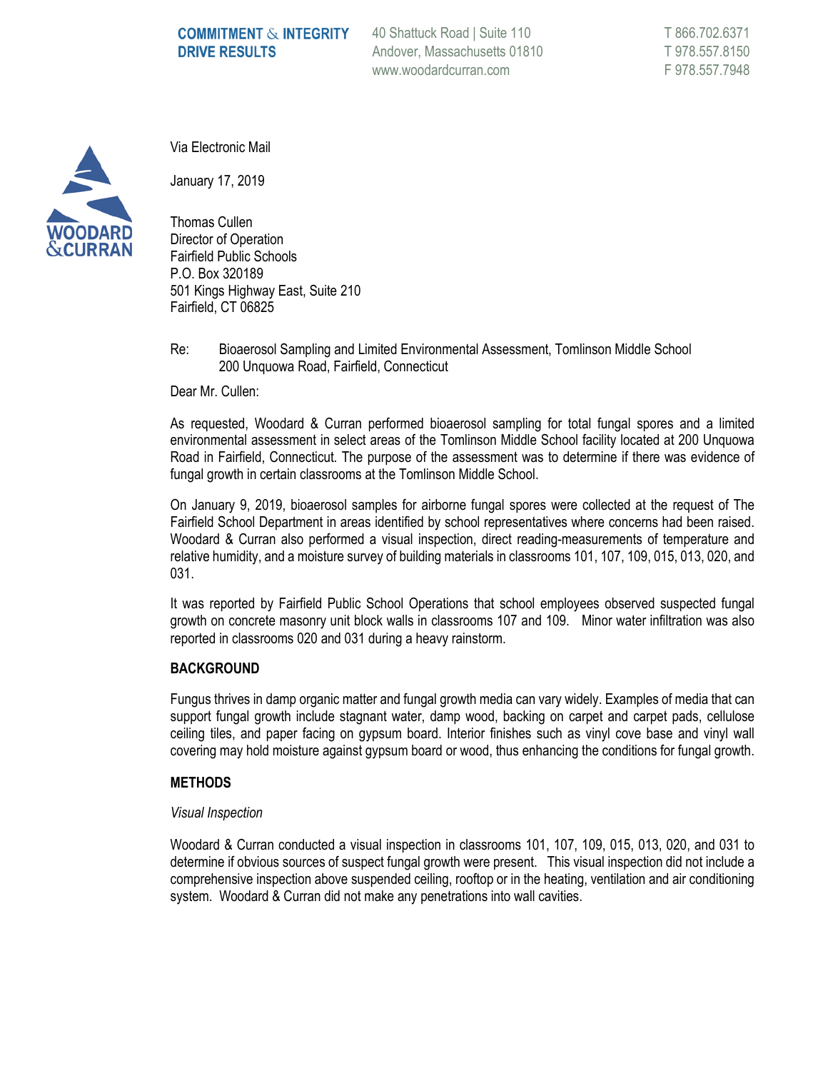COMMITMENT & INTEGRITY DRIVE RESULTS

40 Shattuck Road | Suite 110
Andover, Massachusetts 01810
www.woodardcurran.com

T 866.702.6371
T 978.557.8150
F 978.557.7948

WOODARD & CURRAN

Via Electronic Mail

January 17, 2019

Thomas Cullen
Director of Operation
Fairfield Public Schools
P.O. Box 320189
501 Kings Highway East, Suite 210
Fairfield, CT 06825

Re: Bioaerosol Sampling and Limited Environmental Assessment, Tomlinson Middle School
200 Unquowa Road, Fairfield, Connecticut

Dear Mr. Cullen:

As requested, Woodard & Curran performed bioaerosol sampling for total fungal spores and a limited environmental assessment in select areas of the Tomlinson Middle School facility located at 200 Unquowa Road in Fairfield, Connecticut. The purpose of the assessment was to determine if there was evidence of fungal growth in certain classrooms at the Tomlinson Middle School.

On January 9, 2019, bioaerosol samples for airborne fungal spores were collected at the request of The Fairfield School Department in areas identified by school representatives where concerns had been raised. Woodard & Curran also performed a visual inspection, direct reading-measurements of temperature and relative humidity, and a moisture survey of building materials in classrooms 101, 107, 109, 015, 013, 020, and 031.

It was reported by Fairfield Public School Operations that school employees observed suspected fungal growth on concrete masonry unit block walls in classrooms 107 and 109. Minor water infiltration was also reported in classrooms 020 and 031 during a heavy rainstorm.

## BACKGROUND

Fungus thrives in damp organic matter and fungal growth media can vary widely. Examples of media that can support fungal growth include stagnant water, damp wood, backing on carpet and carpet pads, cellulose ceiling tiles, and paper facing on gypsum board. Interior finishes such as vinyl cove base and vinyl wall covering may hold moisture against gypsum board or wood, thus enhancing the conditions for fungal growth.

## METHODS

### *Visual Inspection*

Woodard & Curran conducted a visual inspection in classrooms 101, 107, 109, 015, 013, 020, and 031 to determine if obvious sources of suspect fungal growth were present. This visual inspection did not include a comprehensive inspection above suspended ceiling, rooftop or in the heating, ventilation and air conditioning system. Woodard & Curran did not make any penetrations into wall cavities.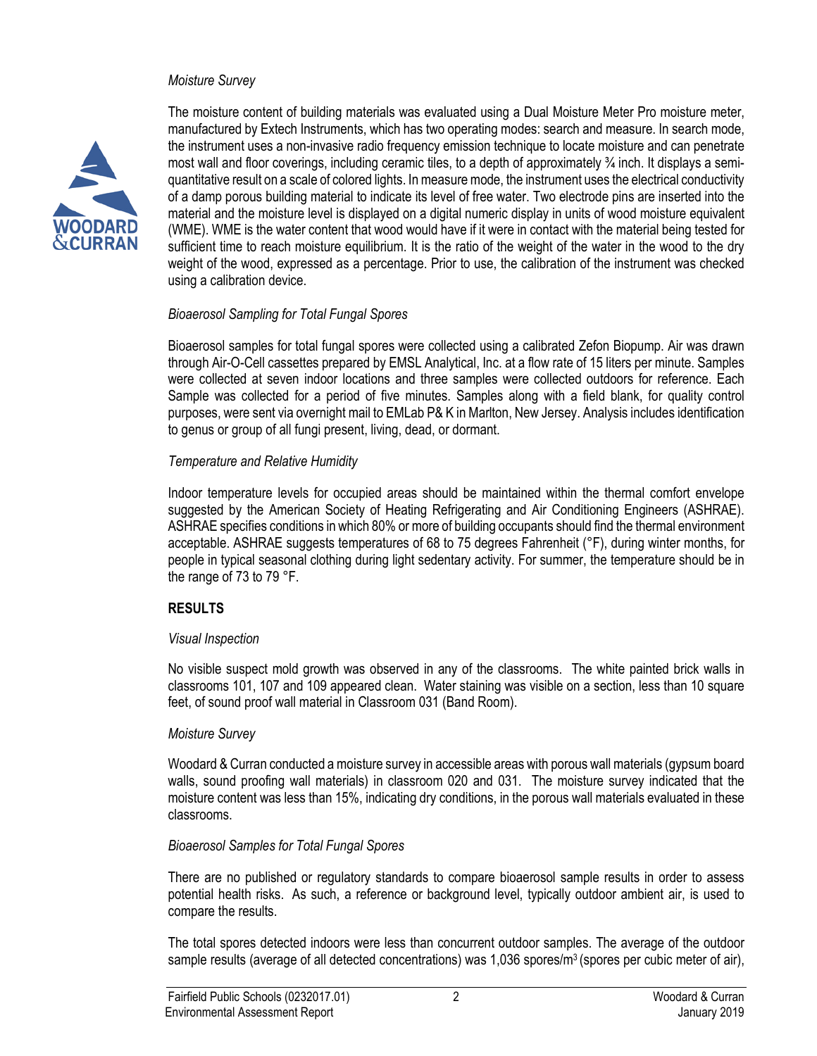*Moisture Survey*

The moisture content of building materials was evaluated using a Dual Moisture Meter Pro moisture meter, manufactured by Extech Instruments, which has two operating modes: search and measure. In search mode, the instrument uses a non-invasive radio frequency emission technique to locate moisture and can penetrate most wall and floor coverings, including ceramic tiles, to a depth of approximately ¾ inch. It displays a semi-quantitative result on a scale of colored lights. In measure mode, the instrument uses the electrical conductivity of a damp porous building material to indicate its level of free water. Two electrode pins are inserted into the material and the moisture level is displayed on a digital numeric display in units of wood moisture equivalent (WME). WME is the water content that wood would have if it were in contact with the material being tested for sufficient time to reach moisture equilibrium. It is the ratio of the weight of the water in the wood to the dry weight of the wood, expressed as a percentage. Prior to use, the calibration of the instrument was checked using a calibration device.

*Bioaerosol Sampling for Total Fungal Spores*

Bioaerosol samples for total fungal spores were collected using a calibrated Zefon Biopump. Air was drawn through Air-O-Cell cassettes prepared by EMSL Analytical, Inc. at a flow rate of 15 liters per minute. Samples were collected at seven indoor locations and three samples were collected outdoors for reference. Each Sample was collected for a period of five minutes. Samples along with a field blank, for quality control purposes, were sent via overnight mail to EMLab P& K in Marlton, New Jersey. Analysis includes identification to genus or group of all fungi present, living, dead, or dormant.

*Temperature and Relative Humidity*

Indoor temperature levels for occupied areas should be maintained within the thermal comfort envelope suggested by the American Society of Heating Refrigerating and Air Conditioning Engineers (ASHRAE). ASHRAE specifies conditions in which 80% or more of building occupants should find the thermal environment acceptable. ASHRAE suggests temperatures of 68 to 75 degrees Fahrenheit (°F), during winter months, for people in typical seasonal clothing during light sedentary activity. For summer, the temperature should be in the range of 73 to 79 °F.

## RESULTS

*Visual Inspection*

No visible suspect mold growth was observed in any of the classrooms. The white painted brick walls in classrooms 101, 107 and 109 appeared clean. Water staining was visible on a section, less than 10 square feet, of sound proof wall material in Classroom 031 (Band Room).

*Moisture Survey*

Woodard & Curran conducted a moisture survey in accessible areas with porous wall materials (gypsum board walls, sound proofing wall materials) in classroom 020 and 031. The moisture survey indicated that the moisture content was less than 15%, indicating dry conditions, in the porous wall materials evaluated in these classrooms.

*Bioaerosol Samples for Total Fungal Spores*

There are no published or regulatory standards to compare bioaerosol sample results in order to assess potential health risks. As such, a reference or background level, typically outdoor ambient air, is used to compare the results.

The total spores detected indoors were less than concurrent outdoor samples. The average of the outdoor sample results (average of all detected concentrations) was 1,036 spores/m$^3$ (spores per cubic meter of air),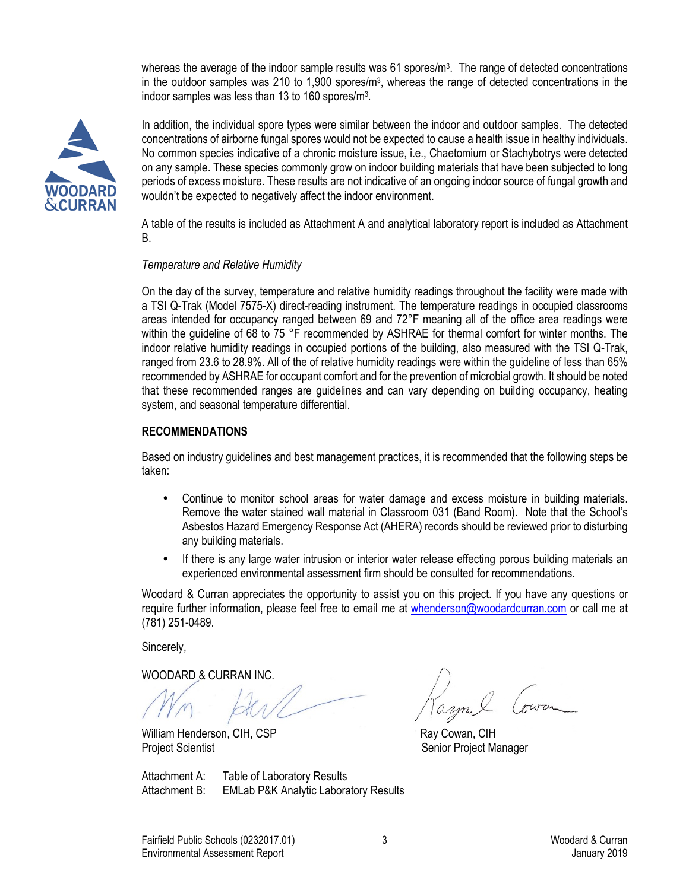whereas the average of the indoor sample results was 61 spores/m$^3$. The range of detected concentrations in the outdoor samples was 210 to 1,900 spores/m$^3$, whereas the range of detected concentrations in the indoor samples was less than 13 to 160 spores/m$^3$.

In addition, the individual spore types were similar between the indoor and outdoor samples. The detected concentrations of airborne fungal spores would not be expected to cause a health issue in healthy individuals. No common species indicative of a chronic moisture issue, i.e., Chaetomium or Stachybotrys were detected on any sample. These species commonly grow on indoor building materials that have been subjected to long periods of excess moisture. These results are not indicative of an ongoing indoor source of fungal growth and wouldn't be expected to negatively affect the indoor environment.

A table of the results is included as Attachment A and analytical laboratory report is included as Attachment B.

*Temperature and Relative Humidity*

On the day of the survey, temperature and relative humidity readings throughout the facility were made with a TSI Q-Trak (Model 7575-X) direct-reading instrument. The temperature readings in occupied classrooms areas intended for occupancy ranged between 69 and 72°F meaning all of the office area readings were within the guideline of 68 to 75 °F recommended by ASHRAE for thermal comfort for winter months. The indoor relative humidity readings in occupied portions of the building, also measured with the TSI Q-Trak, ranged from 23.6 to 28.9%. All of the of relative humidity readings were within the guideline of less than 65% recommended by ASHRAE for occupant comfort and for the prevention of microbial growth. It should be noted that these recommended ranges are guidelines and can vary depending on building occupancy, heating system, and seasonal temperature differential.

**RECOMMENDATIONS**

Based on industry guidelines and best management practices, it is recommended that the following steps be taken:

- Continue to monitor school areas for water damage and excess moisture in building materials. Remove the water stained wall material in Classroom 031 (Band Room). Note that the School's Asbestos Hazard Emergency Response Act (AHERA) records should be reviewed prior to disturbing any building materials.
- If there is any large water intrusion or interior water release effecting porous building materials an experienced environmental assessment firm should be consulted for recommendations.

Woodard & Curran appreciates the opportunity to assist you on this project. If you have any questions or require further information, please feel free to email me at whenderson@woodardcurran.com or call me at (781) 251-0489.

Sincerely,

WOODARD & CURRAN INC.

William Henderson, CIH, CSP
Project Scientist

Ray Cowan, CIH
Senior Project Manager

Attachment A: Table of Laboratory Results
Attachment B: EMLab P&K Analytic Laboratory Results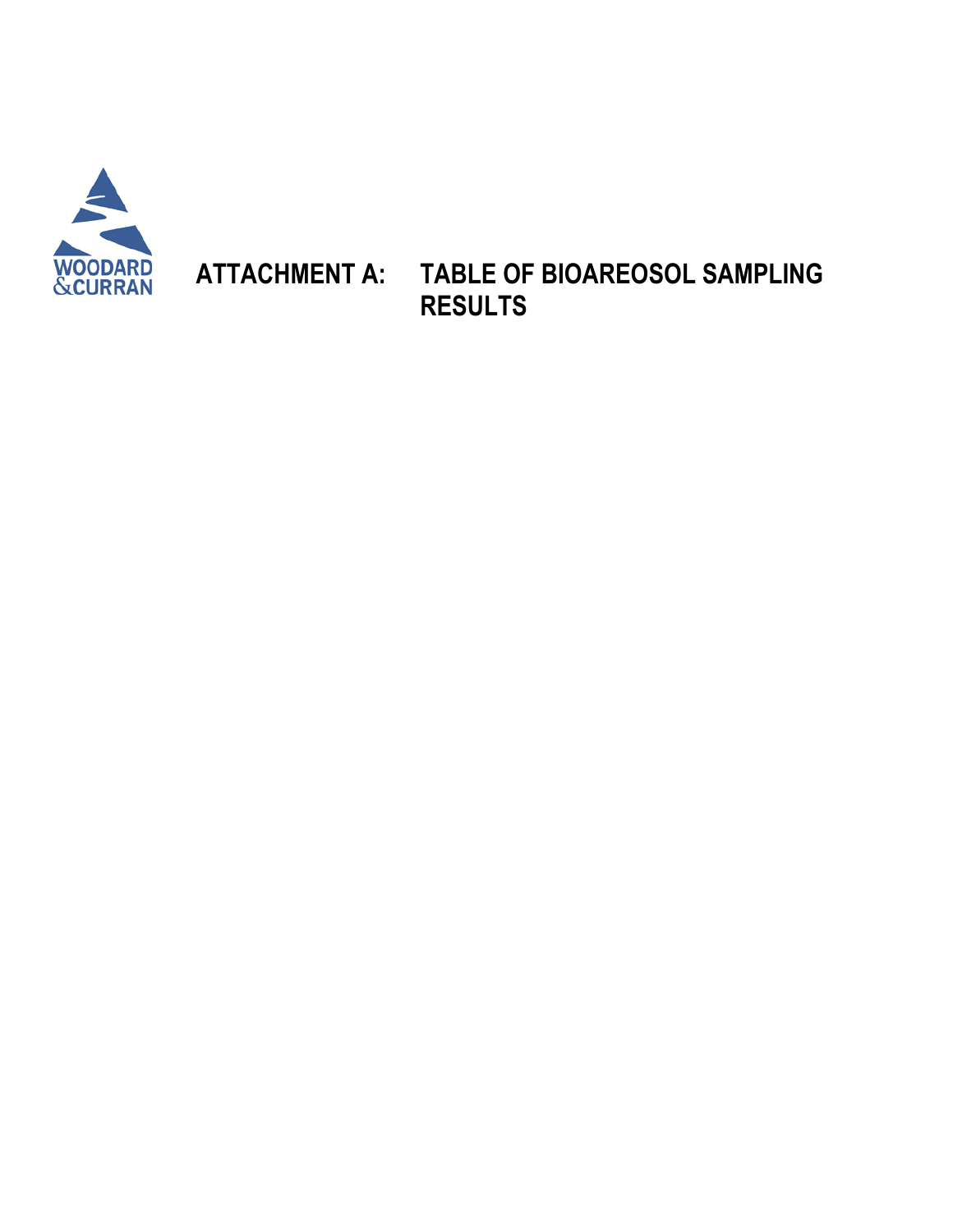WOODARD &CURRAN

# ATTACHMENT A: TABLE OF BIOAREOSOL SAMPLING RESULTS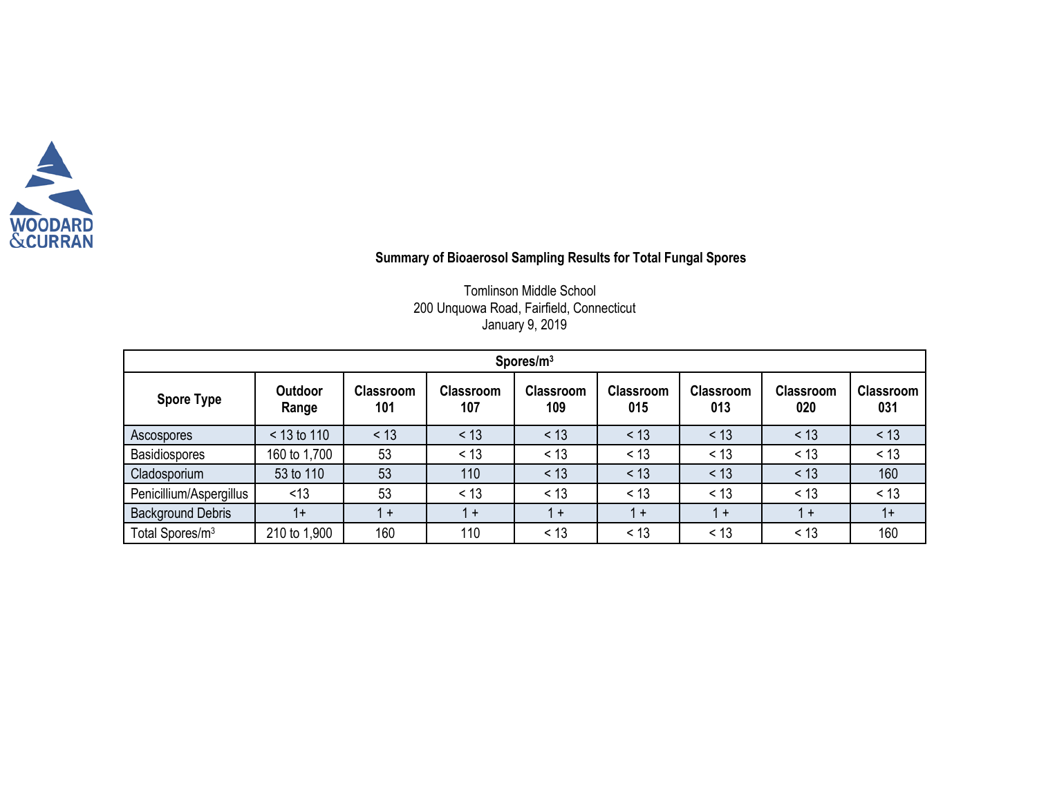WOODARD &CURRAN

**Summary of Bioaerosol Sampling Results for Total Fungal Spores**

Tomlinson Middle School
200 Unquowa Road, Fairfield, Connecticut
January 9, 2019

| Spores/m$^3$ | | | | | | | | |
|---|---|---|---|---|---|---|---|---|
| **Spore Type** | **Outdoor Range** | **Classroom 101** | **Classroom 107** | **Classroom 109** | **Classroom 015** | **Classroom 013** | **Classroom 020** | **Classroom 031** |
| Ascospores | < 13 to 110 | < 13 | < 13 | < 13 | < 13 | < 13 | < 13 | < 13 |
| Basidiospores | 160 to 1,700 | 53 | < 13 | < 13 | < 13 | < 13 | < 13 | < 13 |
| Cladosporium | 53 to 110 | 53 | 110 | < 13 | < 13 | < 13 | < 13 | 160 |
| Penicillium/Aspergillus | <13 | 53 | < 13 | < 13 | < 13 | < 13 | < 13 | < 13 |
| Background Debris | 1+ | 1 + | 1 + | 1 + | 1 + | 1 + | 1 + | 1+ |
| Total Spores/m$^3$ | 210 to 1,900 | 160 | 110 | < 13 | < 13 | < 13 | < 13 | 160 |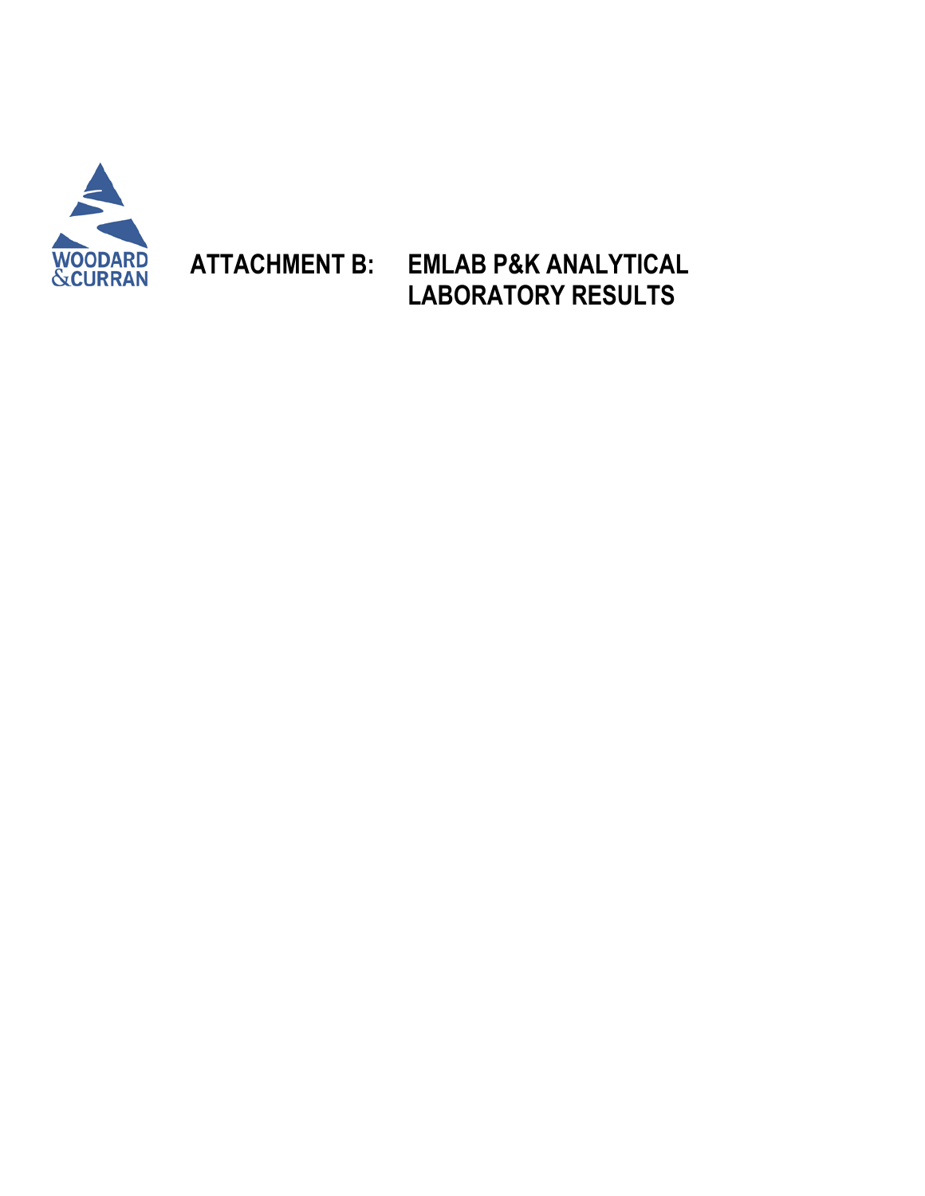WOODARD &CURRAN

# ATTACHMENT B: EMLAB P&K ANALYTICAL LABORATORY RESULTS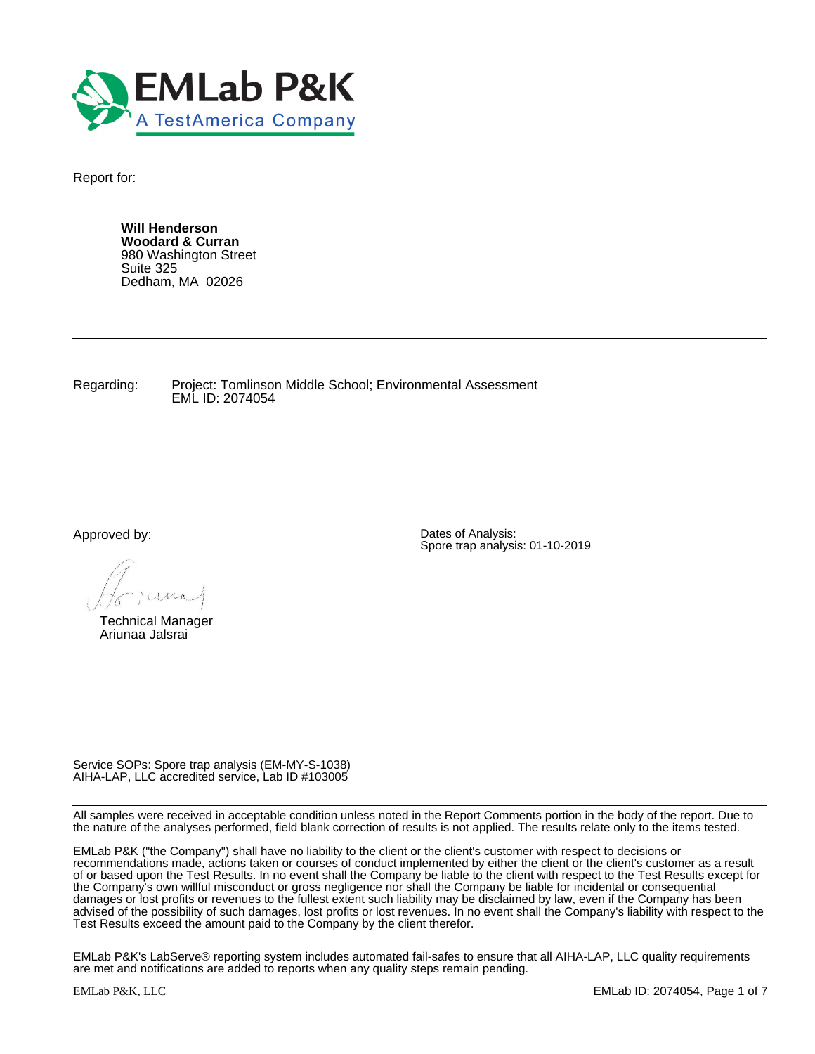EMLab P&K
A TestAmerica Company

Report for:

**Will Henderson**
**Woodard & Curran**
980 Washington Street
Suite 325
Dedham, MA 02026

---

Regarding: Project: Tomlinson Middle School; Environmental Assessment
EML ID: 2074054

Approved by:

Technical Manager
Ariunaa Jalsrai

Dates of Analysis:
Spore trap analysis: 01-10-2019

Service SOPs: Spore trap analysis (EM-MY-S-1038)
AIHA-LAP, LLC accredited service, Lab ID #103005

---

All samples were received in acceptable condition unless noted in the Report Comments portion in the body of the report. Due to the nature of the analyses performed, field blank correction of results is not applied. The results relate only to the items tested.

EMLab P&K ("the Company") shall have no liability to the client or the client's customer with respect to decisions or recommendations made, actions taken or courses of conduct implemented by either the client or the client's customer as a result of or based upon the Test Results. In no event shall the Company be liable to the client with respect to the Test Results except for the Company's own willful misconduct or gross negligence nor shall the Company be liable for incidental or consequential damages or lost profits or revenues to the fullest extent such liability may be disclaimed by law, even if the Company has been advised of the possibility of such damages, lost profits or lost revenues. In no event shall the Company's liability with respect to the Test Results exceed the amount paid to the Company by the client therefor.

EMLab P&K's LabServe® reporting system includes automated fail-safes to ensure that all AIHA-LAP, LLC quality requirements are met and notifications are added to reports when any quality steps remain pending.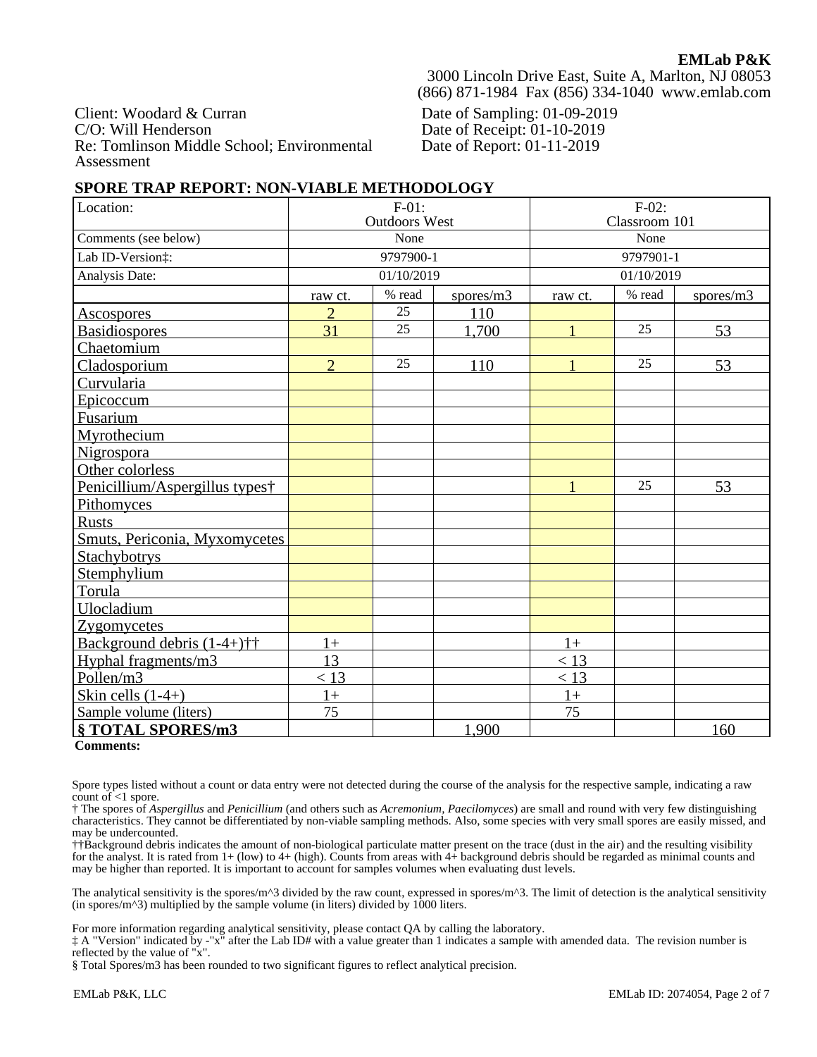**EMLab P&K**
3000 Lincoln Drive East, Suite A, Marlton, NJ 08053
(866) 871-1984 Fax (856) 334-1040 www.emlab.com

Client: Woodard & Curran
C/O: Will Henderson
Re: Tomlinson Middle School; Environmental Assessment

Date of Sampling: 01-09-2019
Date of Receipt: 01-10-2019
Date of Report: 01-11-2019

## SPORE TRAP REPORT: NON-VIABLE METHODOLOGY

| Location: | F-01: Outdoors West | | | F-02: Classroom 101 | | |
|---|---|---|---|---|---|---|
| Comments (see below) | None | | | None | | |
| Lab ID-Version‡: | 9797900-1 | | | 9797901-1 | | |
| Analysis Date: | 01/10/2019 | | | 01/10/2019 | | |
| | raw ct. | % read | spores/m3 | raw ct. | % read | spores/m3 |
| Ascospores | 2 | 25 | 110 | | | |
| Basidiospores | 31 | 25 | 1,700 | 1 | 25 | 53 |
| Chaetomium | | | | | | |
| Cladosporium | 2 | 25 | 110 | 1 | 25 | 53 |
| Curvularia | | | | | | |
| Epicoccum | | | | | | |
| Fusarium | | | | | | |
| Myrothecium | | | | | | |
| Nigrospora | | | | | | |
| Other colorless | | | | | | |
| Penicillium/Aspergillus types† | | | | 1 | 25 | 53 |
| Pithomyces | | | | | | |
| Rusts | | | | | | |
| Smuts, Periconia, Myxomycetes | | | | | | |
| Stachybotrys | | | | | | |
| Stemphylium | | | | | | |
| Torula | | | | | | |
| Ulocladium | | | | | | |
| Zygomycetes | | | | | | |
| Background debris (1-4+)†† | 1+ | | | 1+ | | |
| Hyphal fragments/m3 | 13 | | | < 13 | | |
| Pollen/m3 | < 13 | | | < 13 | | |
| Skin cells (1-4+) | 1+ | | | 1+ | | |
| Sample volume (liters) | 75 | | | 75 | | |
| **§ TOTAL SPORES/m3** | | | 1,900 | | | 160 |

**Comments:**

Spore types listed without a count or data entry were not detected during the course of the analysis for the respective sample, indicating a raw count of <1 spore.

† The spores of *Aspergillus* and *Penicillium* (and others such as *Acremonium, Paecilomyces*) are small and round with very few distinguishing characteristics. They cannot be differentiated by non-viable sampling methods. Also, some species with very small spores are easily missed, and may be undercounted.

††Background debris indicates the amount of non-biological particulate matter present on the trace (dust in the air) and the resulting visibility for the analyst. It is rated from 1+ (low) to 4+ (high). Counts from areas with 4+ background debris should be regarded as minimal counts and may be higher than reported. It is important to account for samples volumes when evaluating dust levels.

The analytical sensitivity is the spores/m^3 divided by the raw count, expressed in spores/m^3. The limit of detection is the analytical sensitivity (in spores/m^3) multiplied by the sample volume (in liters) divided by 1000 liters.

For more information regarding analytical sensitivity, please contact QA by calling the laboratory.

‡ A "Version" indicated by -"x" after the Lab ID# with a value greater than 1 indicates a sample with amended data. The revision number is reflected by the value of "x".

§ Total Spores/m3 has been rounded to two significant figures to reflect analytical precision.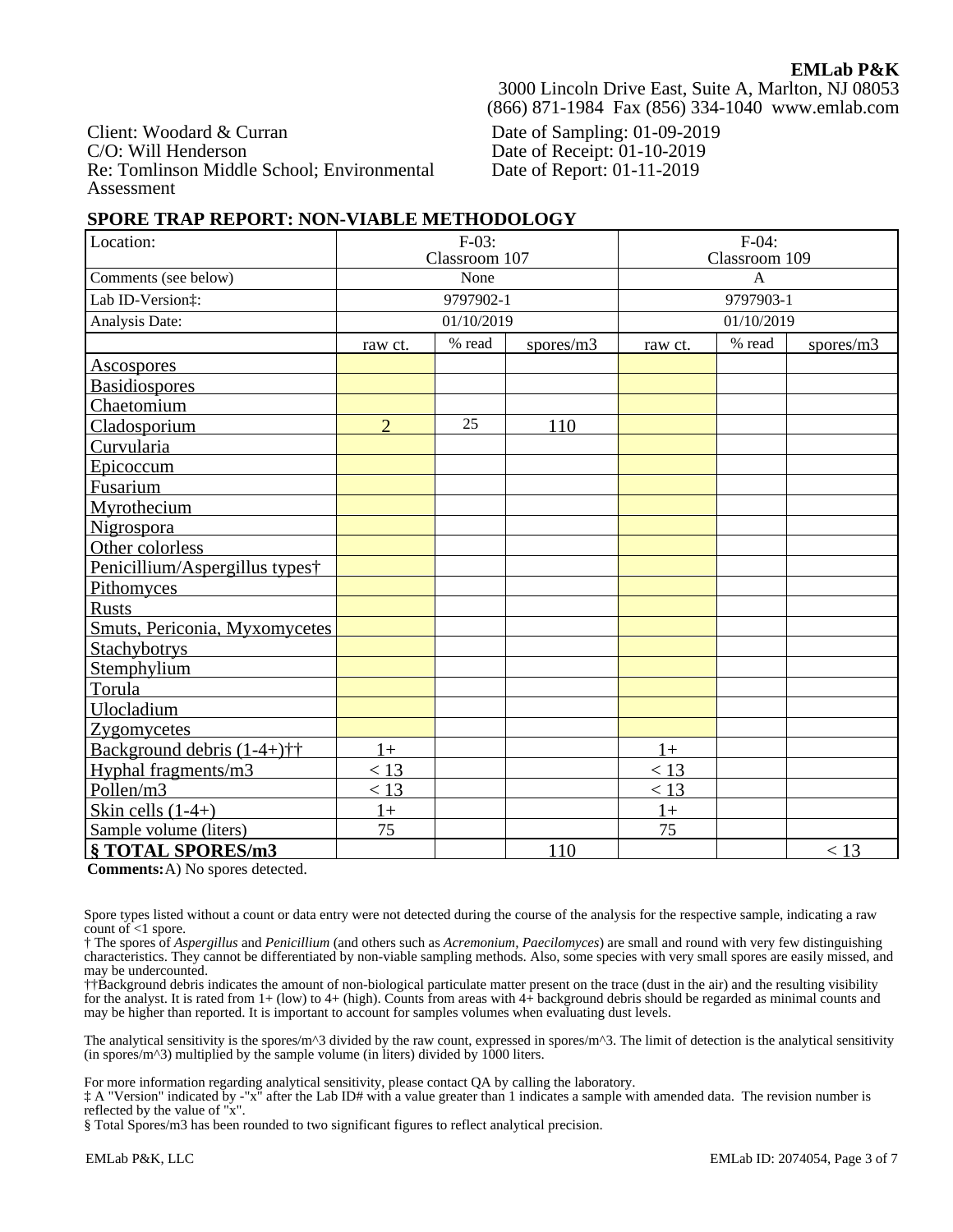**EMLab P&K**
3000 Lincoln Drive East, Suite A, Marlton, NJ 08053
(866) 871-1984 Fax (856) 334-1040 www.emlab.com

Client: Woodard & Curran
C/O: Will Henderson
Re: Tomlinson Middle School; Environmental Assessment

Date of Sampling: 01-09-2019
Date of Receipt: 01-10-2019
Date of Report: 01-11-2019

## SPORE TRAP REPORT: NON-VIABLE METHODOLOGY

| Location: | F-03: Classroom 107 | | | F-04: Classroom 109 | | |
|---|---|---|---|---|---|---|
| Comments (see below) | None | | | A | | |
| Lab ID-Version‡: | 9797902-1 | | | 9797903-1 | | |
| Analysis Date: | 01/10/2019 | | | 01/10/2019 | | |
| | raw ct. | % read | spores/m3 | raw ct. | % read | spores/m3 |
| Ascospores | | | | | | |
| Basidiospores | | | | | | |
| Chaetomium | | | | | | |
| Cladosporium | 2 | 25 | 110 | | | |
| Curvularia | | | | | | |
| Epicoccum | | | | | | |
| Fusarium | | | | | | |
| Myrothecium | | | | | | |
| Nigrospora | | | | | | |
| Other colorless | | | | | | |
| Penicillium/Aspergillus types† | | | | | | |
| Pithomyces | | | | | | |
| Rusts | | | | | | |
| Smuts, Periconia, Myxomycetes | | | | | | |
| Stachybotrys | | | | | | |
| Stemphylium | | | | | | |
| Torula | | | | | | |
| Ulocladium | | | | | | |
| Zygomycetes | | | | | | |
| Background debris (1-4+)†† | 1+ | | | 1+ | | |
| Hyphal fragments/m3 | < 13 | | | < 13 | | |
| Pollen/m3 | < 13 | | | < 13 | | |
| Skin cells (1-4+) | 1+ | | | 1+ | | |
| Sample volume (liters) | 75 | | | 75 | | |
| **§ TOTAL SPORES/m3** | | | 110 | | | < 13 |

**Comments:** A) No spores detected.

Spore types listed without a count or data entry were not detected during the course of the analysis for the respective sample, indicating a raw count of <1 spore.
† The spores of *Aspergillus* and *Penicillium* (and others such as *Acremonium*, *Paecilomyces*) are small and round with very few distinguishing characteristics. They cannot be differentiated by non-viable sampling methods. Also, some species with very small spores are easily missed, and may be undercounted.
††Background debris indicates the amount of non-biological particulate matter present on the trace (dust in the air) and the resulting visibility for the analyst. It is rated from 1+ (low) to 4+ (high). Counts from areas with 4+ background debris should be regarded as minimal counts and may be higher than reported. It is important to account for samples volumes when evaluating dust levels.

The analytical sensitivity is the spores/m^3 divided by the raw count, expressed in spores/m^3. The limit of detection is the analytical sensitivity (in spores/m^3) multiplied by the sample volume (in liters) divided by 1000 liters.

For more information regarding analytical sensitivity, please contact QA by calling the laboratory.
‡ A "Version" indicated by -"x" after the Lab ID# with a value greater than 1 indicates a sample with amended data. The revision number is reflected by the value of "x".
§ Total Spores/m3 has been rounded to two significant figures to reflect analytical precision.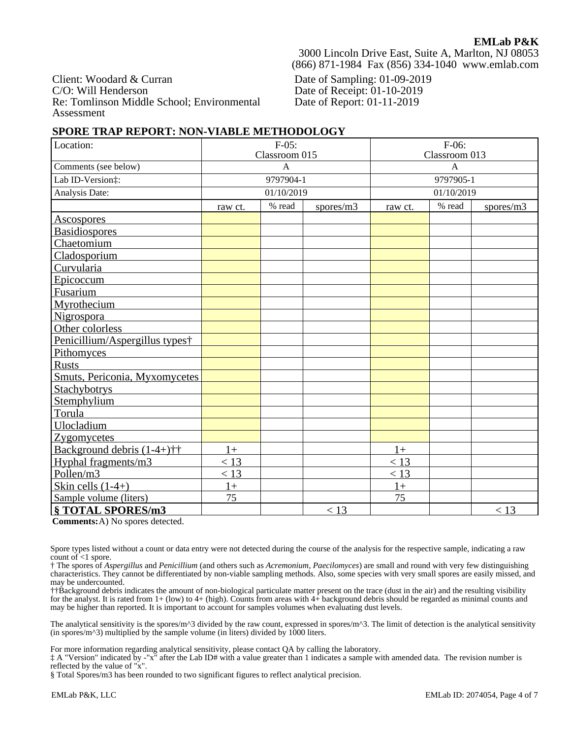**EMLab P&K**
3000 Lincoln Drive East, Suite A, Marlton, NJ 08053
(866) 871-1984 Fax (856) 334-1040 www.emlab.com

Client: Woodard & Curran
C/O: Will Henderson
Re: Tomlinson Middle School; Environmental Assessment

Date of Sampling: 01-09-2019
Date of Receipt: 01-10-2019
Date of Report: 01-11-2019

## SPORE TRAP REPORT: NON-VIABLE METHODOLOGY

| Location: | F-05: Classroom 015 | | | F-06: Classroom 013 | | |
|---|---|---|---|---|---|---|
| Comments (see below) | A | | | A | | |
| Lab ID-Version‡: | 9797904-1 | | | 9797905-1 | | |
| Analysis Date: | 01/10/2019 | | | 01/10/2019 | | |
| | raw ct. | % read | spores/m3 | raw ct. | % read | spores/m3 |
| Ascospores | | | | | | |
| Basidiospores | | | | | | |
| Chaetomium | | | | | | |
| Cladosporium | | | | | | |
| Curvularia | | | | | | |
| Epicoccum | | | | | | |
| Fusarium | | | | | | |
| Myrothecium | | | | | | |
| Nigrospora | | | | | | |
| Other colorless | | | | | | |
| Penicillium/Aspergillus types† | | | | | | |
| Pithomyces | | | | | | |
| Rusts | | | | | | |
| Smuts, Periconia, Myxomycetes | | | | | | |
| Stachybotrys | | | | | | |
| Stemphylium | | | | | | |
| Torula | | | | | | |
| Ulocladium | | | | | | |
| Zygomycetes | | | | | | |
| Background debris (1-4+)†† | 1+ | | | 1+ | | |
| Hyphal fragments/m3 | < 13 | | | < 13 | | |
| Pollen/m3 | < 13 | | | < 13 | | |
| Skin cells (1-4+) | 1+ | | | 1+ | | |
| Sample volume (liters) | 75 | | | 75 | | |
| **§ TOTAL SPORES/m3** | | | < 13 | | | < 13 |

**Comments:** A) No spores detected.

Spore types listed without a count or data entry were not detected during the course of the analysis for the respective sample, indicating a raw count of <1 spore.

† The spores of *Aspergillus* and *Penicillium* (and others such as *Acremonium*, *Paecilomyces*) are small and round with very few distinguishing characteristics. They cannot be differentiated by non-viable sampling methods. Also, some species with very small spores are easily missed, and may be undercounted.

††Background debris indicates the amount of non-biological particulate matter present on the trace (dust in the air) and the resulting visibility for the analyst. It is rated from 1+ (low) to 4+ (high). Counts from areas with 4+ background debris should be regarded as minimal counts and may be higher than reported. It is important to account for samples volumes when evaluating dust levels.

The analytical sensitivity is the spores/m^3 divided by the raw count, expressed in spores/m^3. The limit of detection is the analytical sensitivity (in spores/m^3) multiplied by the sample volume (in liters) divided by 1000 liters.

For more information regarding analytical sensitivity, please contact QA by calling the laboratory.

‡ A "Version" indicated by -"x" after the Lab ID# with a value greater than 1 indicates a sample with amended data. The revision number is reflected by the value of "x".

§ Total Spores/m3 has been rounded to two significant figures to reflect analytical precision.

EMLab P&K, LLC

EMLab ID: 2074054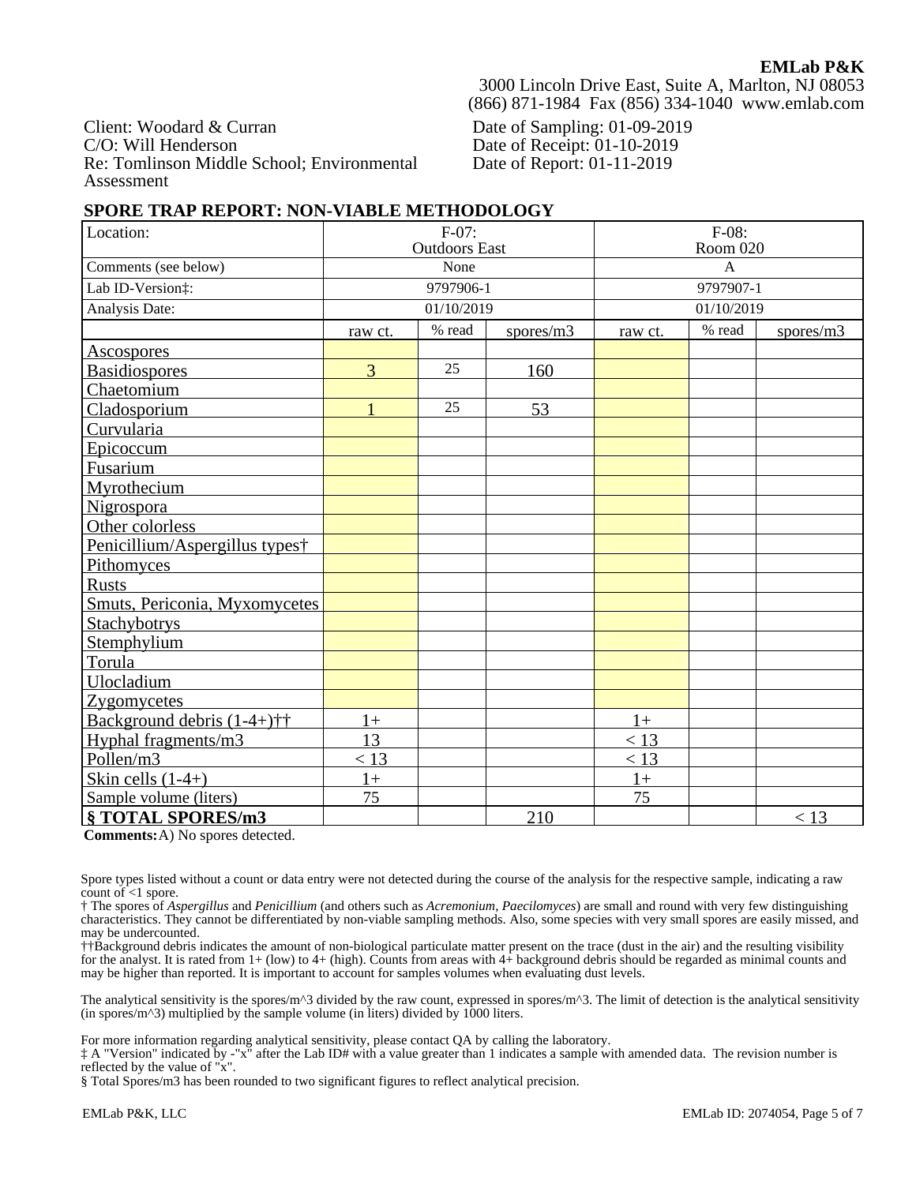**EMLab P&K**
3000 Lincoln Drive East, Suite A, Marlton, NJ 08053
(866) 871-1984 Fax (856) 334-1040 www.emlab.com

Client: Woodard & Curran
C/O: Will Henderson
Re: Tomlinson Middle School; Environmental Assessment

Date of Sampling: 01-09-2019
Date of Receipt: 01-10-2019
Date of Report: 01-11-2019

## SPORE TRAP REPORT: NON-VIABLE METHODOLOGY

| Location: | F-07: Outdoors East | | | F-08: Room 020 | | |
|---|---|---|---|---|---|---|
| Comments (see below) | None | | | A | | |
| Lab ID-Version‡: | 9797906-1 | | | 9797907-1 | | |
| Analysis Date: | 01/10/2019 | | | 01/10/2019 | | |
| | raw ct. | % read | spores/m3 | raw ct. | % read | spores/m3 |
| Ascospores | | | | | | |
| Basidiospores | 3 | 25 | 160 | | | |
| Chaetomium | | | | | | |
| Cladosporium | 1 | 25 | 53 | | | |
| Curvularia | | | | | | |
| Epicoccum | | | | | | |
| Fusarium | | | | | | |
| Myrothecium | | | | | | |
| Nigrospora | | | | | | |
| Other colorless | | | | | | |
| Penicillium/Aspergillus types† | | | | | | |
| Pithomyces | | | | | | |
| Rusts | | | | | | |
| Smuts, Periconia, Myxomycetes | | | | | | |
| Stachybotrys | | | | | | |
| Stemphylium | | | | | | |
| Torula | | | | | | |
| Ulocladium | | | | | | |
| Zygomycetes | | | | | | |
| Background debris (1-4+)†† | 1+ | | | 1+ | | |
| Hyphal fragments/m3 | 13 | | | < 13 | | |
| Pollen/m3 | < 13 | | | < 13 | | |
| Skin cells (1-4+) | 1+ | | | 1+ | | |
| Sample volume (liters) | 75 | | | 75 | | |
| **§ TOTAL SPORES/m3** | | | 210 | | | < 13 |

**Comments:** A) No spores detected.

Spore types listed without a count or data entry were not detected during the course of the analysis for the respective sample, indicating a raw count of <1 spore.

† The spores of *Aspergillus* and *Penicillium* (and others such as *Acremonium, Paecilomyces*) are small and round with very few distinguishing characteristics. They cannot be differentiated by non-viable sampling methods. Also, some species with very small spores are easily missed, and may be undercounted.

††Background debris indicates the amount of non-biological particulate matter present on the trace (dust in the air) and the resulting visibility for the analyst. It is rated from 1+ (low) to 4+ (high). Counts from areas with 4+ background debris should be regarded as minimal counts and may be higher than reported. It is important to account for samples volumes when evaluating dust levels.

The analytical sensitivity is the spores/m^3 divided by the raw count, expressed in spores/m^3. The limit of detection is the analytical sensitivity (in spores/m^3) multiplied by the sample volume (in liters) divided by 1000 liters.

For more information regarding analytical sensitivity, please contact QA by calling the laboratory.

‡ A "Version" indicated by -"x" after the Lab ID# with a value greater than 1 indicates a sample with amended data. The revision number is reflected by the value of "x".

§ Total Spores/m3 has been rounded to two significant figures to reflect analytical precision.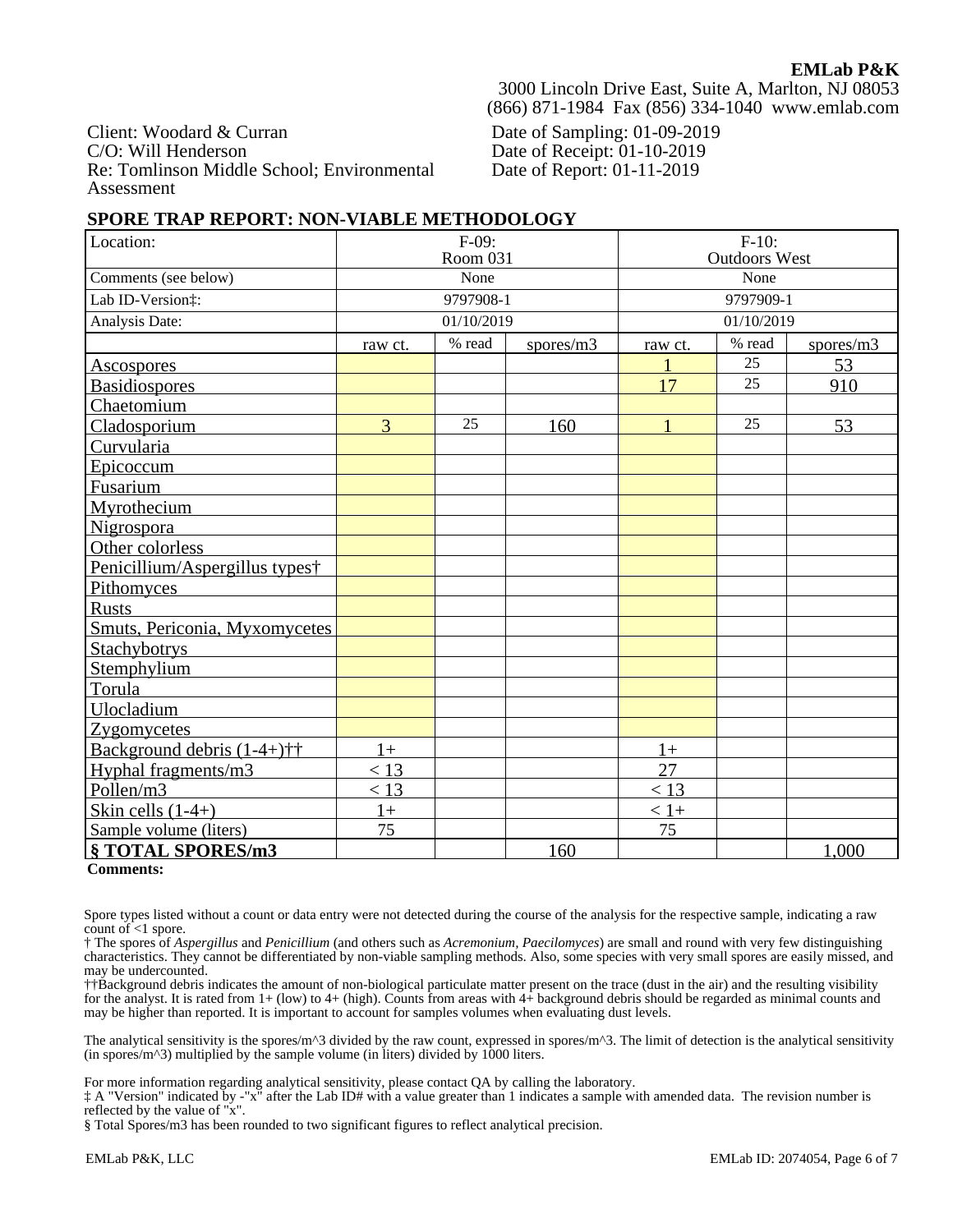**EMLab P&K**
3000 Lincoln Drive East, Suite A, Marlton, NJ 08053
(866) 871-1984 Fax (856) 334-1040 www.emlab.com

Client: Woodard & Curran
C/O: Will Henderson
Re: Tomlinson Middle School; Environmental Assessment

Date of Sampling: 01-09-2019
Date of Receipt: 01-10-2019
Date of Report: 01-11-2019

## SPORE TRAP REPORT: NON-VIABLE METHODOLOGY

| Location: | F-09: Room 031 | | | F-10: Outdoors West | | |
|---|---|---|---|---|---|---|
| Comments (see below) | None | | | None | | |
| Lab ID-Version‡: | 9797908-1 | | | 9797909-1 | | |
| Analysis Date: | 01/10/2019 | | | 01/10/2019 | | |
| | raw ct. | % read | spores/m3 | raw ct. | % read | spores/m3 |
| Ascospores | | | | 1 | 25 | 53 |
| Basidiospores | | | | 17 | 25 | 910 |
| Chaetomium | | | | | | |
| Cladosporium | 3 | 25 | 160 | 1 | 25 | 53 |
| Curvularia | | | | | | |
| Epicoccum | | | | | | |
| Fusarium | | | | | | |
| Myrothecium | | | | | | |
| Nigrospora | | | | | | |
| Other colorless | | | | | | |
| Penicillium/Aspergillus types† | | | | | | |
| Pithomyces | | | | | | |
| Rusts | | | | | | |
| Smuts, Periconia, Myxomycetes | | | | | | |
| Stachybotrys | | | | | | |
| Stemphylium | | | | | | |
| Torula | | | | | | |
| Ulocladium | | | | | | |
| Zygomycetes | | | | | | |
| Background debris (1-4+)†† | 1+ | | | 1+ | | |
| Hyphal fragments/m3 | < 13 | | | 27 | | |
| Pollen/m3 | < 13 | | | < 13 | | |
| Skin cells (1-4+) | 1+ | | | < 1+ | | |
| Sample volume (liters) | 75 | | | 75 | | |
| **§ TOTAL SPORES/m3** | | | 160 | | | 1,000 |

**Comments:**

Spore types listed without a count or data entry were not detected during the course of the analysis for the respective sample, indicating a raw count of <1 spore.

† The spores of *Aspergillus* and *Penicillium* (and others such as *Acremonium, Paecilomyces*) are small and round with very few distinguishing characteristics. They cannot be differentiated by non-viable sampling methods. Also, some species with very small spores are easily missed, and may be undercounted.

††Background debris indicates the amount of non-biological particulate matter present on the trace (dust in the air) and the resulting visibility for the analyst. It is rated from 1+ (low) to 4+ (high). Counts from areas with 4+ background debris should be regarded as minimal counts and may be higher than reported. It is important to account for samples volumes when evaluating dust levels.

The analytical sensitivity is the spores/m^3 divided by the raw count, expressed in spores/m^3. The limit of detection is the analytical sensitivity (in spores/m^3) multiplied by the sample volume (in liters) divided by 1000 liters.

For more information regarding analytical sensitivity, please contact QA by calling the laboratory.

‡ A "Version" indicated by -"x" after the Lab ID# with a value greater than 1 indicates a sample with amended data. The revision number is reflected by the value of "x".

§ Total Spores/m3 has been rounded to two significant figures to reflect analytical precision.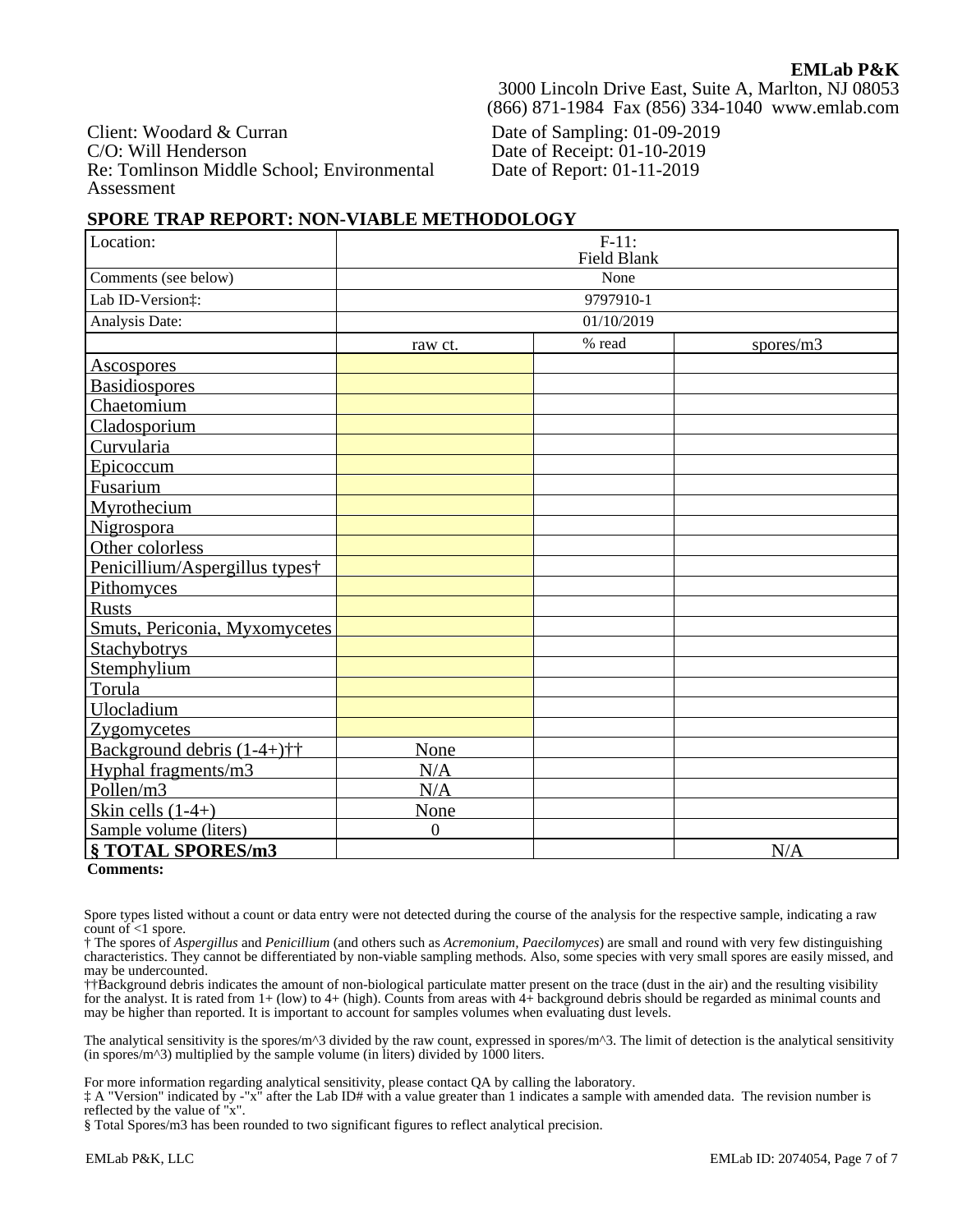**EMLab P&K**
3000 Lincoln Drive East, Suite A, Marlton, NJ 08053
(866) 871-1984 Fax (856) 334-1040 www.emlab.com

Client: Woodard & Curran
C/O: Will Henderson
Re: Tomlinson Middle School; Environmental Assessment

Date of Sampling: 01-09-2019
Date of Receipt: 01-10-2019
Date of Report: 01-11-2019

## SPORE TRAP REPORT: NON-VIABLE METHODOLOGY

| Location: | F-11: Field Blank | | |
|---|---|---|---|
| Comments (see below) | None | | |
| Lab ID-Version‡: | 9797910-1 | | |
| Analysis Date: | 01/10/2019 | | |
| | raw ct. | % read | spores/m3 |
| Ascospores | | | |
| Basidiospores | | | |
| Chaetomium | | | |
| Cladosporium | | | |
| Curvularia | | | |
| Epicoccum | | | |
| Fusarium | | | |
| Myrothecium | | | |
| Nigrospora | | | |
| Other colorless | | | |
| Penicillium/Aspergillus types† | | | |
| Pithomyces | | | |
| Rusts | | | |
| Smuts, Periconia, Myxomycetes | | | |
| Stachybotrys | | | |
| Stemphylium | | | |
| Torula | | | |
| Ulocladium | | | |
| Zygomycetes | | | |
| Background debris (1-4+)†† | None | | |
| Hyphal fragments/m3 | N/A | | |
| Pollen/m3 | N/A | | |
| Skin cells (1-4+) | None | | |
| Sample volume (liters) | 0 | | |
| **§ TOTAL SPORES/m3** | | | N/A |

**Comments:**

Spore types listed without a count or data entry were not detected during the course of the analysis for the respective sample, indicating a raw count of <1 spore.
† The spores of *Aspergillus* and *Penicillium* (and others such as *Acremonium, Paecilomyces*) are small and round with very few distinguishing characteristics. They cannot be differentiated by non-viable sampling methods. Also, some species with very small spores are easily missed, and may be undercounted.
††Background debris indicates the amount of non-biological particulate matter present on the trace (dust in the air) and the resulting visibility for the analyst. It is rated from 1+ (low) to 4+ (high). Counts from areas with 4+ background debris should be regarded as minimal counts and may be higher than reported. It is important to account for samples volumes when evaluating dust levels.

The analytical sensitivity is the spores/m^3 divided by the raw count, expressed in spores/m^3. The limit of detection is the analytical sensitivity (in spores/m^3) multiplied by the sample volume (in liters) divided by 1000 liters.

For more information regarding analytical sensitivity, please contact QA by calling the laboratory.
‡ A "Version" indicated by -"x" after the Lab ID# with a value greater than 1 indicates a sample with amended data. The revision number is reflected by the value of "x".
§ Total Spores/m3 has been rounded to two significant figures to reflect analytical precision.

EMLab P&K, LLC EMLab ID: 2074054